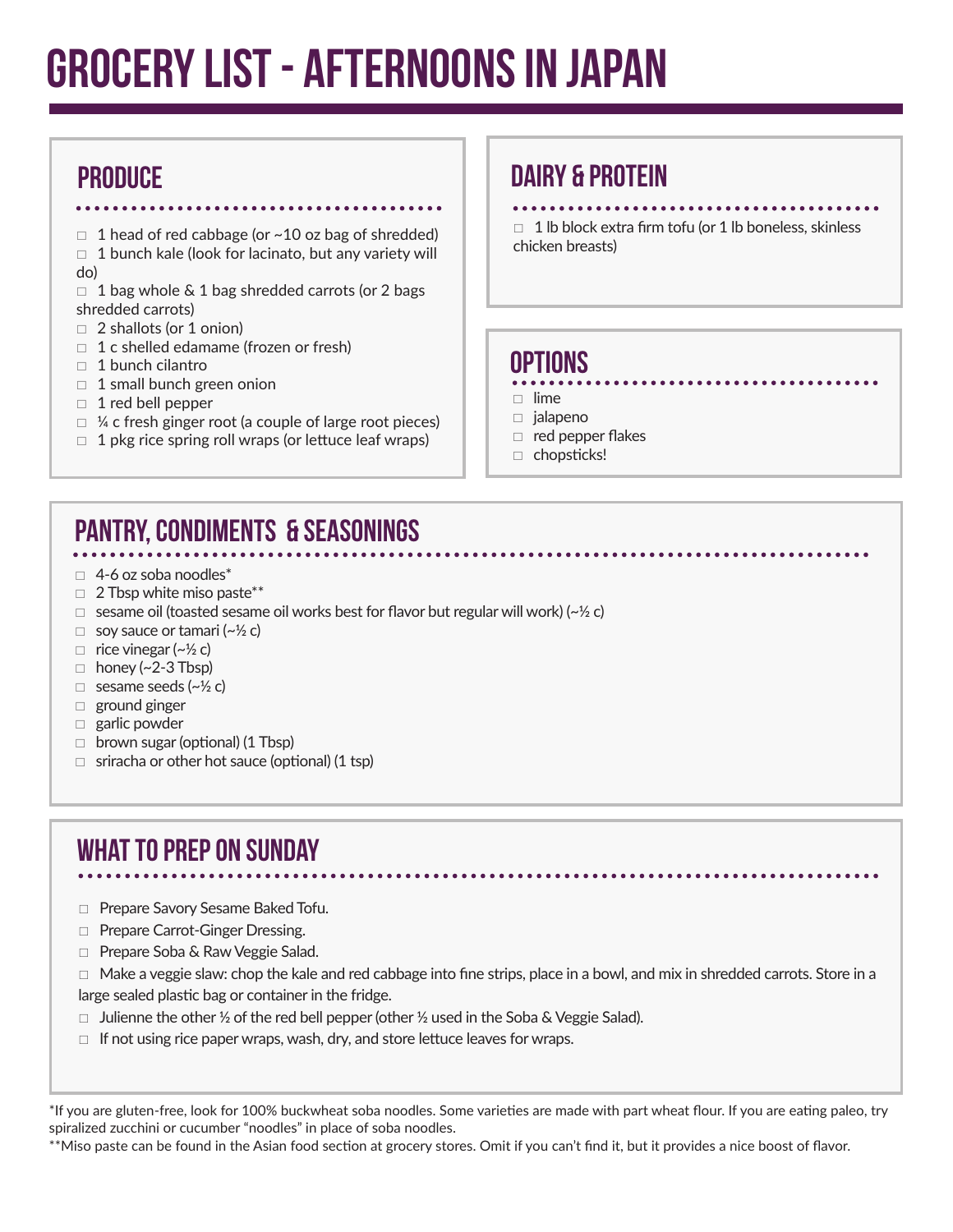# GROCERY LIST - AFTERNOONS IN JAPAN

## PRODUCE

- ☐ 1 head of red cabbage (or ~10 oz bag of shredded)
- ☐ 1 bunch kale (look for lacinato, but any variety will do)
- ☐ 1 bag whole & 1 bag shredded carrots (or 2 bags shredded carrots)
- ☐ 2 shallots (or 1 onion)
- ☐ 1 c shelled edamame (frozen or fresh)
- ☐ 1 bunch cilantro
- ☐ 1 small bunch green onion
- ☐ 1 red bell pepper
- ☐ ¼ c fresh ginger root (a couple of large root pieces)
- ☐ 1 pkg rice spring roll wraps (or lettuce leaf wraps)

## DAIRY & PROTEIN

- ☐ 1 lb block extra firm tofu (or 1 lb boneless, skinless chicken breasts)

## OPTIONS

- ☐ lime
- ☐ jalapeno
- ☐ red pepper flakes
- ☐ chopsticks!

## PANTRY, CONDIMENTS & SEASONINGS

- ☐ 4-6 oz soba noodles*
- ☐ 2 Tbsp white miso paste**
- ☐ sesame oil (toasted sesame oil works best for flavor but regular will work) (~½ c)
- ☐ soy sauce or tamari (~½ c)
- ☐ rice vinegar (~½ c)
- ☐ honey (~2-3 Tbsp)
- ☐ sesame seeds (~½ c)
- ☐ ground ginger
- ☐ garlic powder
- ☐ brown sugar (optional) (1 Tbsp)
- ☐ sriracha or other hot sauce (optional) (1 tsp)

## WHAT TO PREP ON SUNDAY

- ☐ Prepare Savory Sesame Baked Tofu.
- ☐ Prepare Carrot-Ginger Dressing.
- ☐ Prepare Soba & Raw Veggie Salad.
- ☐ Make a veggie slaw: chop the kale and red cabbage into fine strips, place in a bowl, and mix in shredded carrots. Store in a large sealed plastic bag or container in the fridge.
- ☐ Julienne the other ½ of the red bell pepper (other ½ used in the Soba & Veggie Salad).
- ☐ If not using rice paper wraps, wash, dry, and store lettuce leaves for wraps.

*If you are gluten-free, look for 100% buckwheat soba noodles. Some varieties are made with part wheat flour. If you are eating paleo, try spiralized zucchini or cucumber "noodles" in place of soba noodles.

**Miso paste can be found in the Asian food section at grocery stores. Omit if you can't find it, but it provides a nice boost of flavor.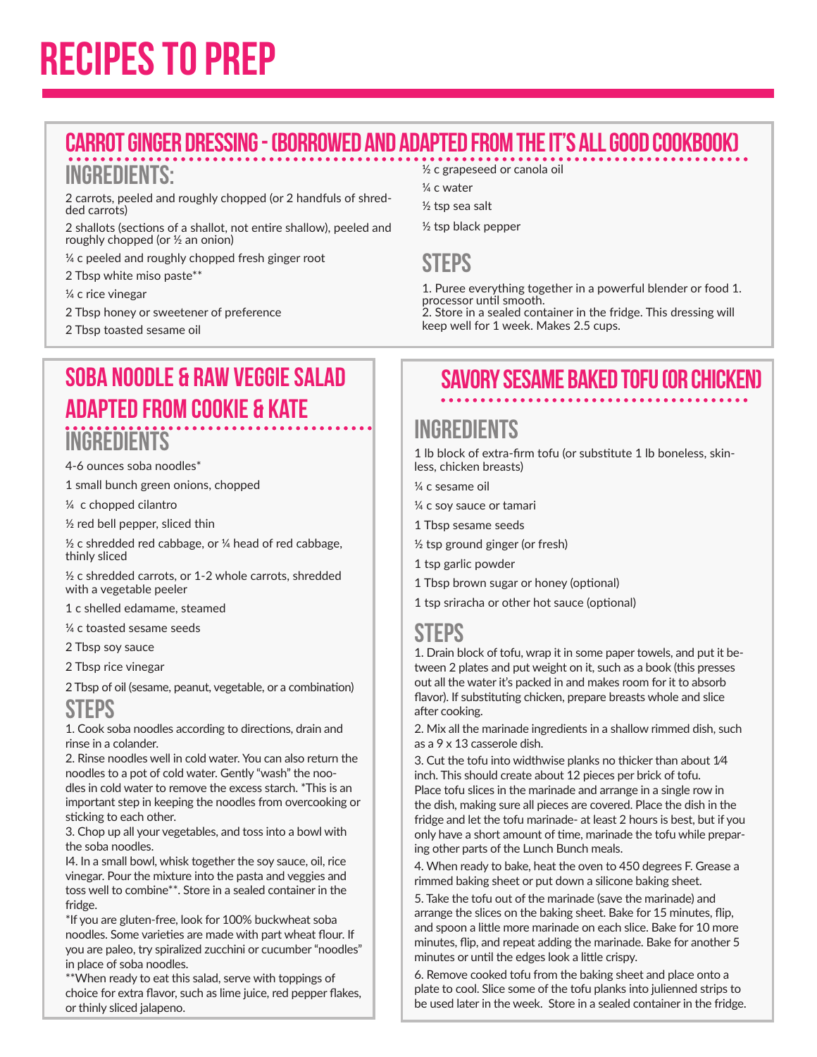# RECIPES TO PREP

## CARROT GINGER DRESSING - (BORROWED AND ADAPTED FROM THE IT'S ALL GOOD COOKBOOK)

### INGREDIENTS:

2 carrots, peeled and roughly chopped (or 2 handfuls of shredded carrots)

2 shallots (sections of a shallot, not entire shallow), peeled and roughly chopped (or ½ an onion)

¼ c peeled and roughly chopped fresh ginger root

2 Tbsp white miso paste**

¼ c rice vinegar

2 Tbsp honey or sweetener of preference

2 Tbsp toasted sesame oil

½ c grapeseed or canola oil

¼ c water

½ tsp sea salt

½ tsp black pepper

### STEPS

1. Puree everything together in a powerful blender or food 1. processor until smooth.
2. Store in a sealed container in the fridge. This dressing will keep well for 1 week. Makes 2.5 cups.

## SOBA NOODLE & RAW VEGGIE SALAD ADAPTED FROM COOKIE & KATE

### INGREDIENTS

4-6 ounces soba noodles*

1 small bunch green onions, chopped

¼ c chopped cilantro

½ red bell pepper, sliced thin

½ c shredded red cabbage, or ¼ head of red cabbage, thinly sliced

½ c shredded carrots, or 1-2 whole carrots, shredded with a vegetable peeler

1 c shelled edamame, steamed

¼ c toasted sesame seeds

2 Tbsp soy sauce

2 Tbsp rice vinegar

2 Tbsp of oil (sesame, peanut, vegetable, or a combination)

### STEPS

1. Cook soba noodles according to directions, drain and rinse in a colander.
2. Rinse noodles well in cold water. You can also return the noodles to a pot of cold water. Gently "wash" the noodles in cold water to remove the excess starch. *This is an important step in keeping the noodles from overcooking or sticking to each other.
3. Chop up all your vegetables, and toss into a bowl with the soba noodles.
4. In a small bowl, whisk together the soy sauce, oil, rice vinegar. Pour the mixture into the pasta and veggies and toss well to combine**. Store in a sealed container in the fridge.

*If you are gluten-free, look for 100% buckwheat soba noodles. Some varieties are made with part wheat flour. If you are paleo, try spiralized zucchini or cucumber "noodles" in place of soba noodles.

**When ready to eat this salad, serve with toppings of choice for extra flavor, such as lime juice, red pepper flakes, or thinly sliced jalapeno.

## SAVORY SESAME BAKED TOFU (OR CHICKEN)

### INGREDIENTS

1 lb block of extra-firm tofu (or substitute 1 lb boneless, skinless, chicken breasts)

¼ c sesame oil

¼ c soy sauce or tamari

1 Tbsp sesame seeds

½ tsp ground ginger (or fresh)

1 tsp garlic powder

1 Tbsp brown sugar or honey (optional)

1 tsp sriracha or other hot sauce (optional)

### STEPS

1. Drain block of tofu, wrap it in some paper towels, and put it between 2 plates and put weight on it, such as a book (this presses out all the water it's packed in and makes room for it to absorb flavor). If substituting chicken, prepare breasts whole and slice after cooking.
2. Mix all the marinade ingredients in a shallow rimmed dish, such as a 9 x 13 casserole dish.
3. Cut the tofu into widthwise planks no thicker than about 1⁄4 inch. This should create about 12 pieces per brick of tofu. Place tofu slices in the marinade and arrange in a single row in the dish, making sure all pieces are covered. Place the dish in the fridge and let the tofu marinade- at least 2 hours is best, but if you only have a short amount of time, marinade the tofu while preparing other parts of the Lunch Bunch meals.
4. When ready to bake, heat the oven to 450 degrees F. Grease a rimmed baking sheet or put down a silicone baking sheet.
5. Take the tofu out of the marinade (save the marinade) and arrange the slices on the baking sheet. Bake for 15 minutes, flip, and spoon a little more marinade on each slice. Bake for 10 more minutes, flip, and repeat adding the marinade. Bake for another 5 minutes or until the edges look a little crispy.
6. Remove cooked tofu from the baking sheet and place onto a plate to cool. Slice some of the tofu planks into julienned strips to be used later in the week. Store in a sealed container in the fridge.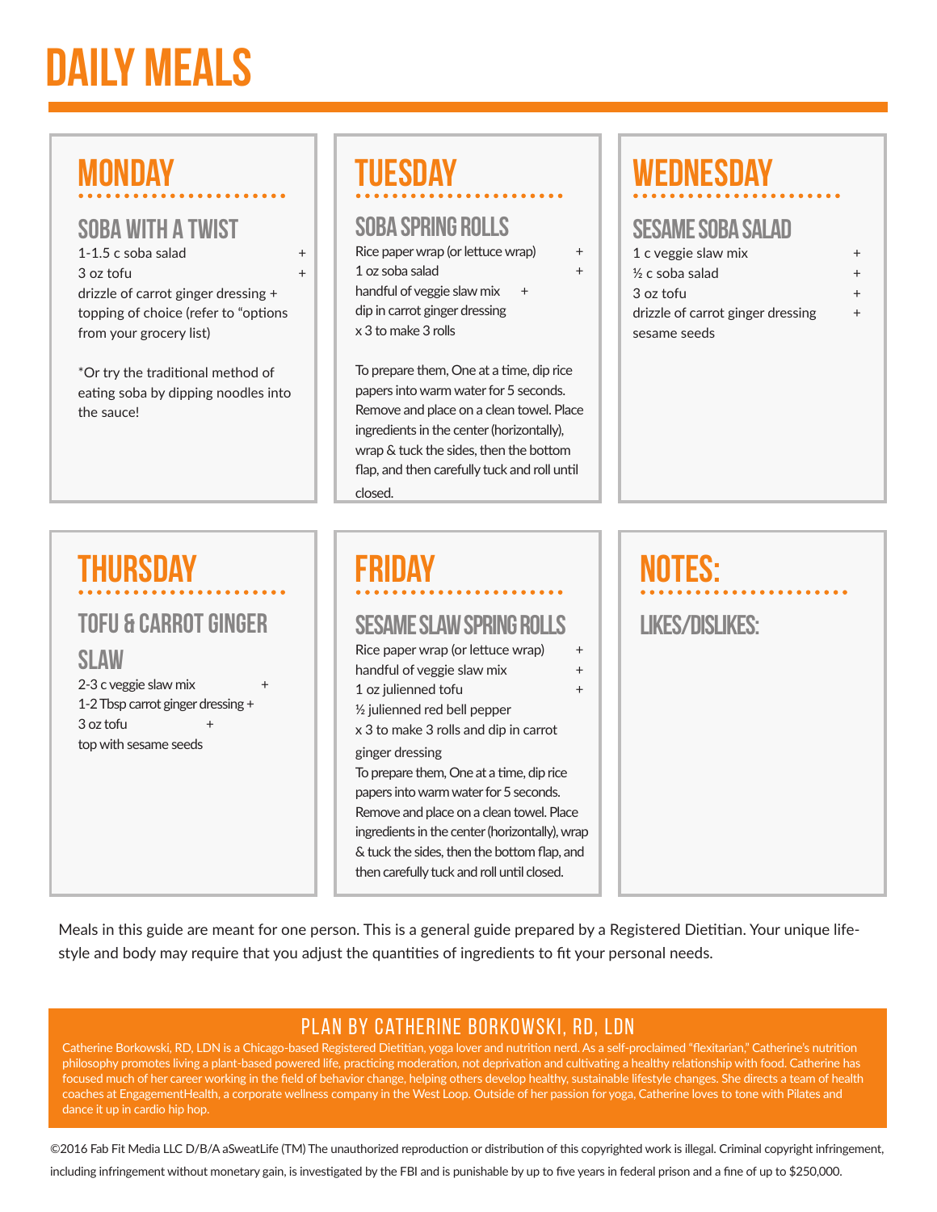# DAILY MEALS

## MONDAY

### SOBA WITH A TWIST

1-1.5 c soba salad +
3 oz tofu +
drizzle of carrot ginger dressing +
topping of choice (refer to "options from your grocery list)

*Or try the traditional method of eating soba by dipping noodles into the sauce!

## TUESDAY

### SOBA SPRING ROLLS

Rice paper wrap (or lettuce wrap) +
1 oz soba salad +
handful of veggie slaw mix +
dip in carrot ginger dressing
x 3 to make 3 rolls

To prepare them, One at a time, dip rice papers into warm water for 5 seconds. Remove and place on a clean towel. Place ingredients in the center (horizontally), wrap & tuck the sides, then the bottom flap, and then carefully tuck and roll until closed.

## WEDNESDAY

### SESAME SOBA SALAD

1 c veggie slaw mix +
½ c soba salad +
3 oz tofu +
drizzle of carrot ginger dressing +
sesame seeds

## THURSDAY

### TOFU & CARROT GINGER SLAW

2-3 c veggie slaw mix +
1-2 Tbsp carrot ginger dressing +
3 oz tofu +
top with sesame seeds

## FRIDAY

### SESAME SLAW SPRING ROLLS

Rice paper wrap (or lettuce wrap) +
handful of veggie slaw mix +
1 oz julienned tofu +
½ julienned red bell pepper
x 3 to make 3 rolls and dip in carrot ginger dressing

To prepare them, One at a time, dip rice papers into warm water for 5 seconds. Remove and place on a clean towel. Place ingredients in the center (horizontally), wrap & tuck the sides, then the bottom flap, and then carefully tuck and roll until closed.

## NOTES:

### LIKES/DISLIKES:

Meals in this guide are meant for one person. This is a general guide prepared by a Registered Dietitian. Your unique lifestyle and body may require that you adjust the quantities of ingredients to fit your personal needs.

## PLAN BY CATHERINE BORKOWSKI, RD, LDN

Catherine Borkowski, RD, LDN is a Chicago-based Registered Dietitian, yoga lover and nutrition nerd. As a self-proclaimed "flexitarian," Catherine's nutrition philosophy promotes living a plant-based powered life, practicing moderation, not deprivation and cultivating a healthy relationship with food. Catherine has focused much of her career working in the field of behavior change, helping others develop healthy, sustainable lifestyle changes. She directs a team of health coaches at EngagementHealth, a corporate wellness company in the West Loop. Outside of her passion for yoga, Catherine loves to tone with Pilates and dance it up in cardio hip hop.

©2016 Fab Fit Media LLC D/B/A aSweatLife (TM) The unauthorized reproduction or distribution of this copyrighted work is illegal. Criminal copyright infringement, including infringement without monetary gain, is investigated by the FBI and is punishable by up to five years in federal prison and a fine of up to $250,000.